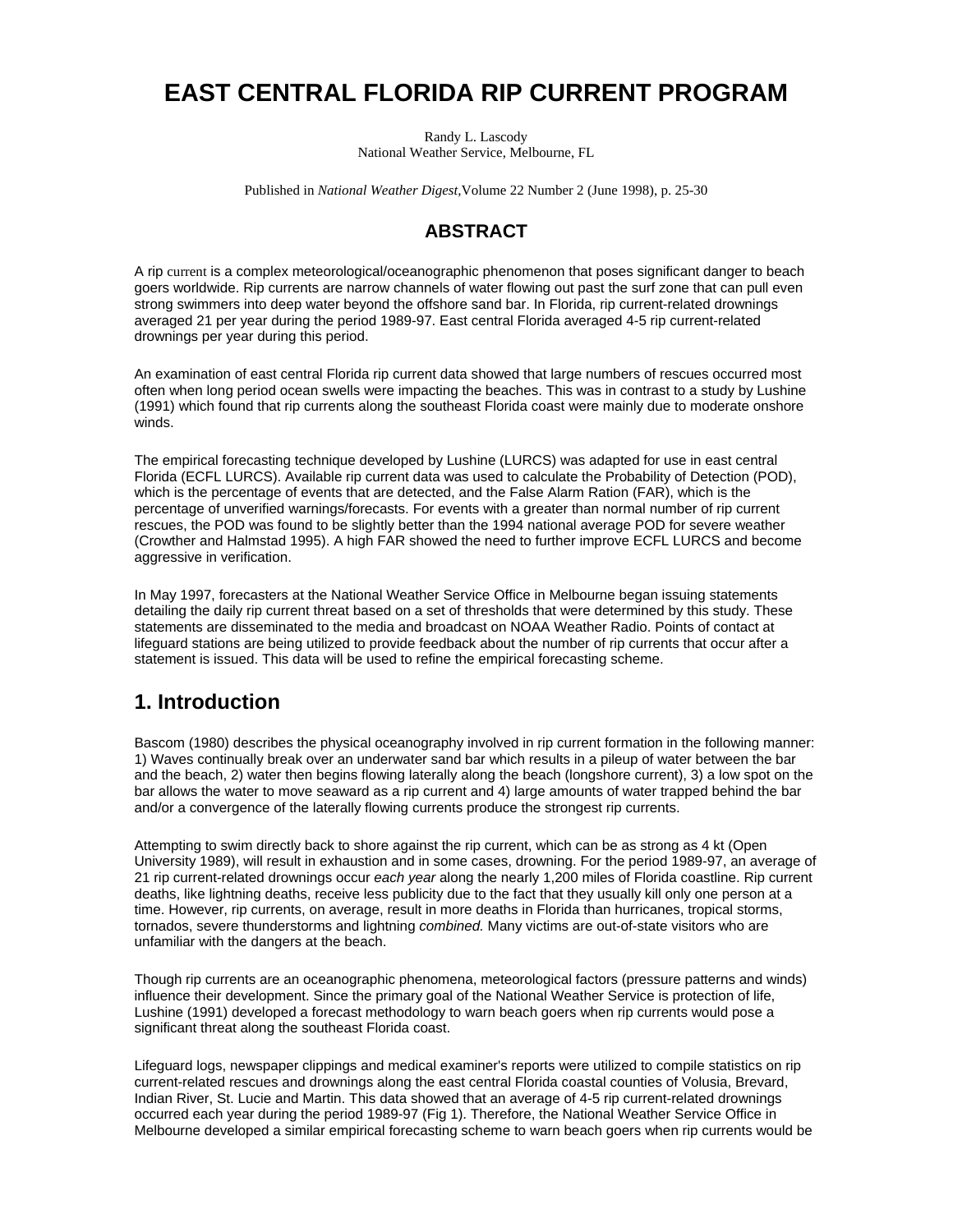# EAST CENTRAL FLORIDA RIP CURRENT PROGRAM

Randy L. Lascody
National Weather Service, Melbourne, FL

Published in *National Weather Digest*,Volume 22 Number 2 (June 1998), p. 25-30

## ABSTRACT

A rip current is a complex meteorological/oceanographic phenomenon that poses significant danger to beach goers worldwide. Rip currents are narrow channels of water flowing out past the surf zone that can pull even strong swimmers into deep water beyond the offshore sand bar. In Florida, rip current-related drownings averaged 21 per year during the period 1989-97. East central Florida averaged 4-5 rip current-related drownings per year during this period.

An examination of east central Florida rip current data showed that large numbers of rescues occurred most often when long period ocean swells were impacting the beaches. This was in contrast to a study by Lushine (1991) which found that rip currents along the southeast Florida coast were mainly due to moderate onshore winds.

The empirical forecasting technique developed by Lushine (LURCS) was adapted for use in east central Florida (ECFL LURCS). Available rip current data was used to calculate the Probability of Detection (POD), which is the percentage of events that are detected, and the False Alarm Ration (FAR), which is the percentage of unverified warnings/forecasts. For events with a greater than normal number of rip current rescues, the POD was found to be slightly better than the 1994 national average POD for severe weather (Crowther and Halmstad 1995). A high FAR showed the need to further improve ECFL LURCS and become aggressive in verification.

In May 1997, forecasters at the National Weather Service Office in Melbourne began issuing statements detailing the daily rip current threat based on a set of thresholds that were determined by this study. These statements are disseminated to the media and broadcast on NOAA Weather Radio. Points of contact at lifeguard stations are being utilized to provide feedback about the number of rip currents that occur after a statement is issued. This data will be used to refine the empirical forecasting scheme.

## 1. Introduction

Bascom (1980) describes the physical oceanography involved in rip current formation in the following manner: 1) Waves continually break over an underwater sand bar which results in a pileup of water between the bar and the beach, 2) water then begins flowing laterally along the beach (longshore current), 3) a low spot on the bar allows the water to move seaward as a rip current and 4) large amounts of water trapped behind the bar and/or a convergence of the laterally flowing currents produce the strongest rip currents.

Attempting to swim directly back to shore against the rip current, which can be as strong as 4 kt (Open University 1989), will result in exhaustion and in some cases, drowning. For the period 1989-97, an average of 21 rip current-related drownings occur *each year* along the nearly 1,200 miles of Florida coastline. Rip current deaths, like lightning deaths, receive less publicity due to the fact that they usually kill only one person at a time. However, rip currents, on average, result in more deaths in Florida than hurricanes, tropical storms, tornados, severe thunderstorms and lightning *combined.* Many victims are out-of-state visitors who are unfamiliar with the dangers at the beach.

Though rip currents are an oceanographic phenomena, meteorological factors (pressure patterns and winds) influence their development. Since the primary goal of the National Weather Service is protection of life, Lushine (1991) developed a forecast methodology to warn beach goers when rip currents would pose a significant threat along the southeast Florida coast.

Lifeguard logs, newspaper clippings and medical examiner's reports were utilized to compile statistics on rip current-related rescues and drownings along the east central Florida coastal counties of Volusia, Brevard, Indian River, St. Lucie and Martin. This data showed that an average of 4-5 rip current-related drownings occurred each year during the period 1989-97 (Fig 1). Therefore, the National Weather Service Office in Melbourne developed a similar empirical forecasting scheme to warn beach goers when rip currents would be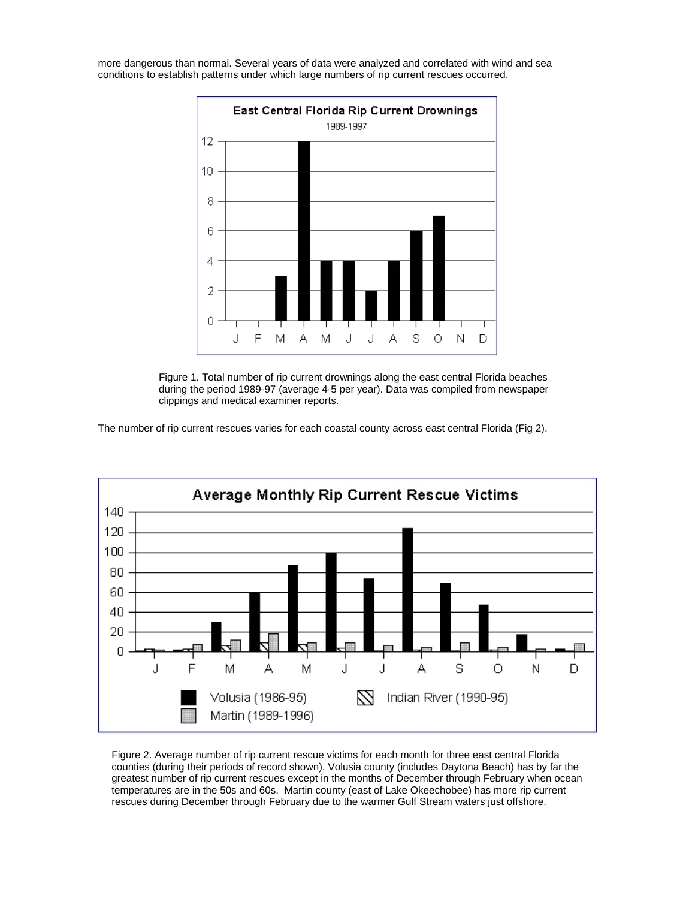more dangerous than normal. Several years of data were analyzed and correlated with wind and sea conditions to establish patterns under which large numbers of rip current rescues occurred.

Figure 1. Total number of rip current drownings along the east central Florida beaches during the period 1989-97 (average 4-5 per year). Data was compiled from newspaper clippings and medical examiner reports.

The number of rip current rescues varies for each coastal county across east central Florida (Fig 2).

Figure 2. Average number of rip current rescue victims for each month for three east central Florida counties (during their periods of record shown). Volusia county (includes Daytona Beach) has by far the greatest number of rip current rescues except in the months of December through February when ocean temperatures are in the 50s and 60s. Martin county (east of Lake Okeechobee) has more rip current rescues during December through February due to the warmer Gulf Stream waters just offshore.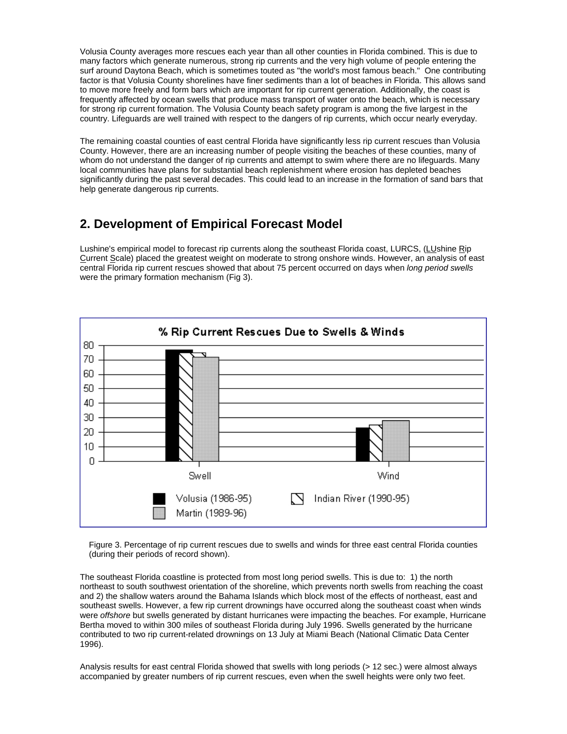Volusia County averages more rescues each year than all other counties in Florida combined. This is due to many factors which generate numerous, strong rip currents and the very high volume of people entering the surf around Daytona Beach, which is sometimes touted as "the world's most famous beach." One contributing factor is that Volusia County shorelines have finer sediments than a lot of beaches in Florida. This allows sand to move more freely and form bars which are important for rip current generation. Additionally, the coast is frequently affected by ocean swells that produce mass transport of water onto the beach, which is necessary for strong rip current formation. The Volusia County beach safety program is among the five largest in the country. Lifeguards are well trained with respect to the dangers of rip currents, which occur nearly everyday.

The remaining coastal counties of east central Florida have significantly less rip current rescues than Volusia County. However, there are an increasing number of people visiting the beaches of these counties, many of whom do not understand the danger of rip currents and attempt to swim where there are no lifeguards. Many local communities have plans for substantial beach replenishment where erosion has depleted beaches significantly during the past several decades. This could lead to an increase in the formation of sand bars that help generate dangerous rip currents.

## 2. Development of Empirical Forecast Model

Lushine's empirical model to forecast rip currents along the southeast Florida coast, LURCS, (LUshine Rip Current Scale) placed the greatest weight on moderate to strong onshore winds. However, an analysis of east central Florida rip current rescues showed that about 75 percent occurred on days when *long period swells* were the primary formation mechanism (Fig 3).

Figure 3. Percentage of rip current rescues due to swells and winds for three east central Florida counties (during their periods of record shown).

The southeast Florida coastline is protected from most long period swells. This is due to: 1) the north northeast to south southwest orientation of the shoreline, which prevents north swells from reaching the coast and 2) the shallow waters around the Bahama Islands which block most of the effects of northeast, east and southeast swells. However, a few rip current drownings have occurred along the southeast coast when winds were *offshore* but swells generated by distant hurricanes were impacting the beaches. For example, Hurricane Bertha moved to within 300 miles of southeast Florida during July 1996. Swells generated by the hurricane contributed to two rip current-related drownings on 13 July at Miami Beach (National Climatic Data Center 1996).

Analysis results for east central Florida showed that swells with long periods (> 12 sec.) were almost always accompanied by greater numbers of rip current rescues, even when the swell heights were only two feet.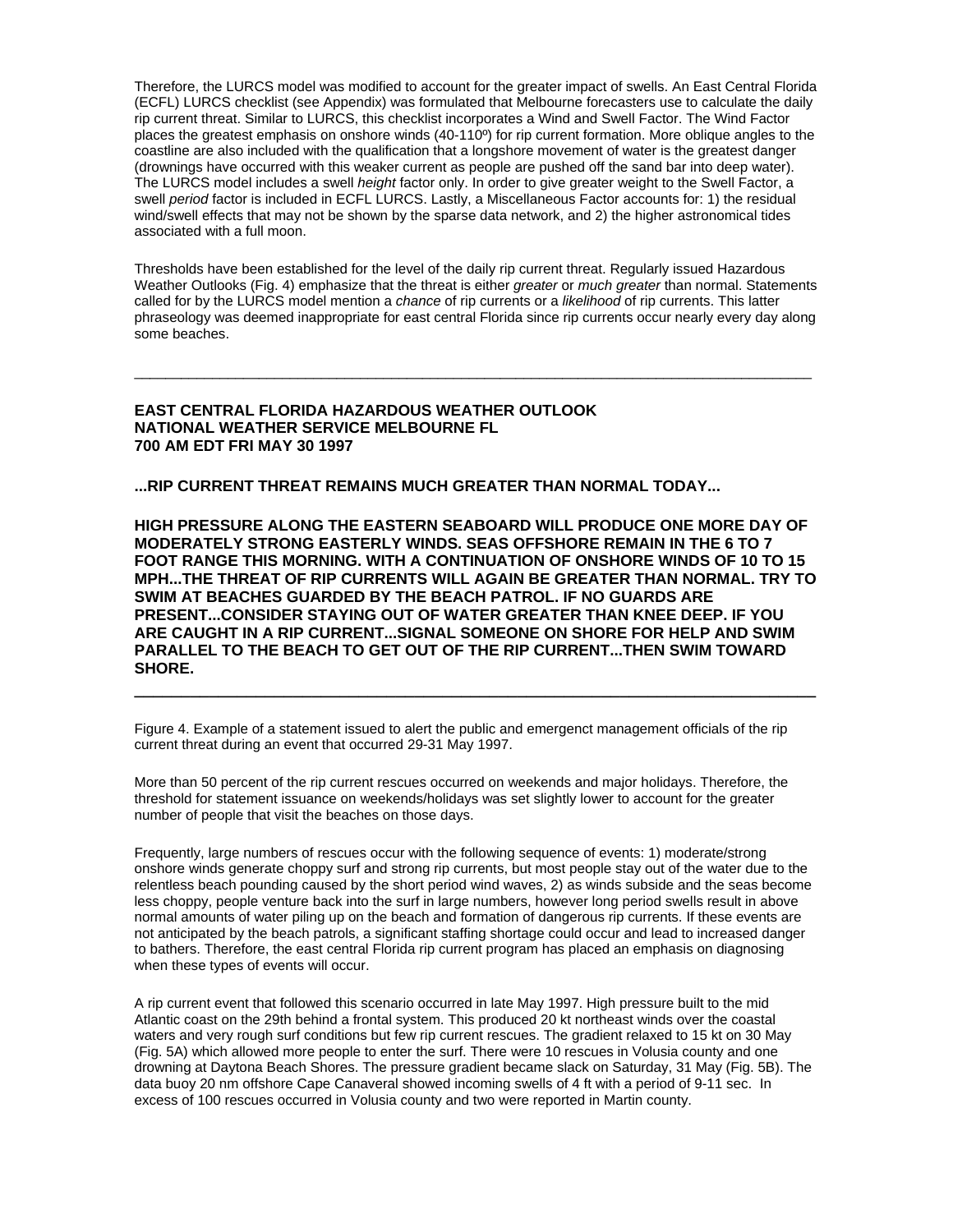Therefore, the LURCS model was modified to account for the greater impact of swells. An East Central Florida (ECFL) LURCS checklist (see Appendix) was formulated that Melbourne forecasters use to calculate the daily rip current threat. Similar to LURCS, this checklist incorporates a Wind and Swell Factor. The Wind Factor places the greatest emphasis on onshore winds (40-110º) for rip current formation. More oblique angles to the coastline are also included with the qualification that a longshore movement of water is the greatest danger (drownings have occurred with this weaker current as people are pushed off the sand bar into deep water). The LURCS model includes a swell *height* factor only. In order to give greater weight to the Swell Factor, a swell *period* factor is included in ECFL LURCS. Lastly, a Miscellaneous Factor accounts for: 1) the residual wind/swell effects that may not be shown by the sparse data network, and 2) the higher astronomical tides associated with a full moon.

Thresholds have been established for the level of the daily rip current threat. Regularly issued Hazardous Weather Outlooks (Fig. 4) emphasize that the threat is either *greater* or *much greater* than normal. Statements called for by the LURCS model mention a *chance* of rip currents or a *likelihood* of rip currents. This latter phraseology was deemed inappropriate for east central Florida since rip currents occur nearly every day along some beaches.

---

**EAST CENTRAL FLORIDA HAZARDOUS WEATHER OUTLOOK**
**NATIONAL WEATHER SERVICE MELBOURNE FL**
**700 AM EDT FRI MAY 30 1997**

**...RIP CURRENT THREAT REMAINS MUCH GREATER THAN NORMAL TODAY...**

**HIGH PRESSURE ALONG THE EASTERN SEABOARD WILL PRODUCE ONE MORE DAY OF MODERATELY STRONG EASTERLY WINDS. SEAS OFFSHORE REMAIN IN THE 6 TO 7 FOOT RANGE THIS MORNING. WITH A CONTINUATION OF ONSHORE WINDS OF 10 TO 15 MPH...THE THREAT OF RIP CURRENTS WILL AGAIN BE GREATER THAN NORMAL. TRY TO SWIM AT BEACHES GUARDED BY THE BEACH PATROL. IF NO GUARDS ARE PRESENT...CONSIDER STAYING OUT OF WATER GREATER THAN KNEE DEEP. IF YOU ARE CAUGHT IN A RIP CURRENT...SIGNAL SOMEONE ON SHORE FOR HELP AND SWIM PARALLEL TO THE BEACH TO GET OUT OF THE RIP CURRENT...THEN SWIM TOWARD SHORE.**

---

Figure 4. Example of a statement issued to alert the public and emergenct management officials of the rip current threat during an event that occurred 29-31 May 1997.

More than 50 percent of the rip current rescues occurred on weekends and major holidays. Therefore, the threshold for statement issuance on weekends/holidays was set slightly lower to account for the greater number of people that visit the beaches on those days.

Frequently, large numbers of rescues occur with the following sequence of events: 1) moderate/strong onshore winds generate choppy surf and strong rip currents, but most people stay out of the water due to the relentless beach pounding caused by the short period wind waves, 2) as winds subside and the seas become less choppy, people venture back into the surf in large numbers, however long period swells result in above normal amounts of water piling up on the beach and formation of dangerous rip currents. If these events are not anticipated by the beach patrols, a significant staffing shortage could occur and lead to increased danger to bathers. Therefore, the east central Florida rip current program has placed an emphasis on diagnosing when these types of events will occur.

A rip current event that followed this scenario occurred in late May 1997. High pressure built to the mid Atlantic coast on the 29th behind a frontal system. This produced 20 kt northeast winds over the coastal waters and very rough surf conditions but few rip current rescues. The gradient relaxed to 15 kt on 30 May (Fig. 5A) which allowed more people to enter the surf. There were 10 rescues in Volusia county and one drowning at Daytona Beach Shores. The pressure gradient became slack on Saturday, 31 May (Fig. 5B). The data buoy 20 nm offshore Cape Canaveral showed incoming swells of 4 ft with a period of 9-11 sec. In excess of 100 rescues occurred in Volusia county and two were reported in Martin county.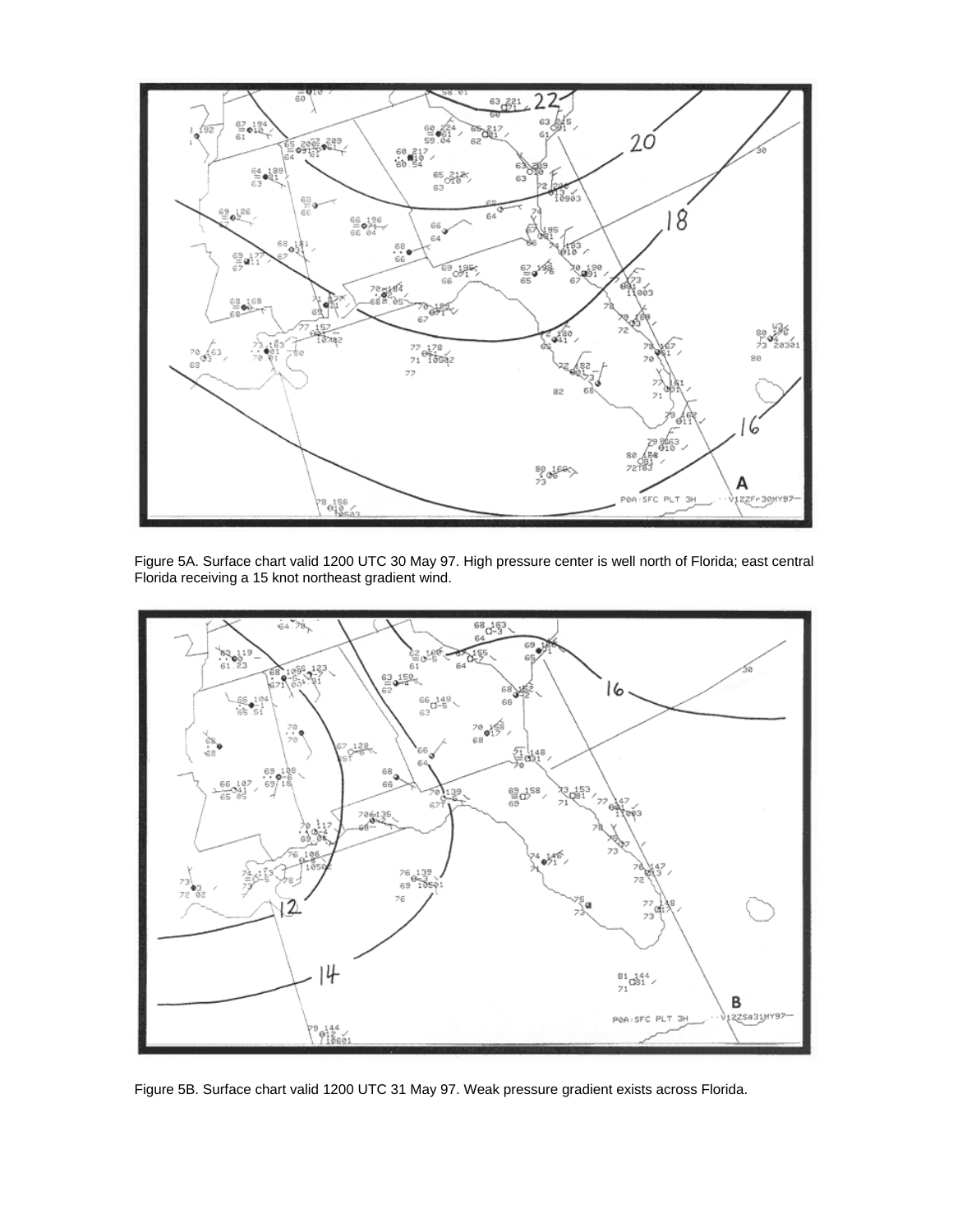Figure 5A. Surface chart valid 1200 UTC 30 May 97. High pressure center is well north of Florida; east central Florida receiving a 15 knot northeast gradient wind.

Figure 5B. Surface chart valid 1200 UTC 31 May 97. Weak pressure gradient exists across Florida.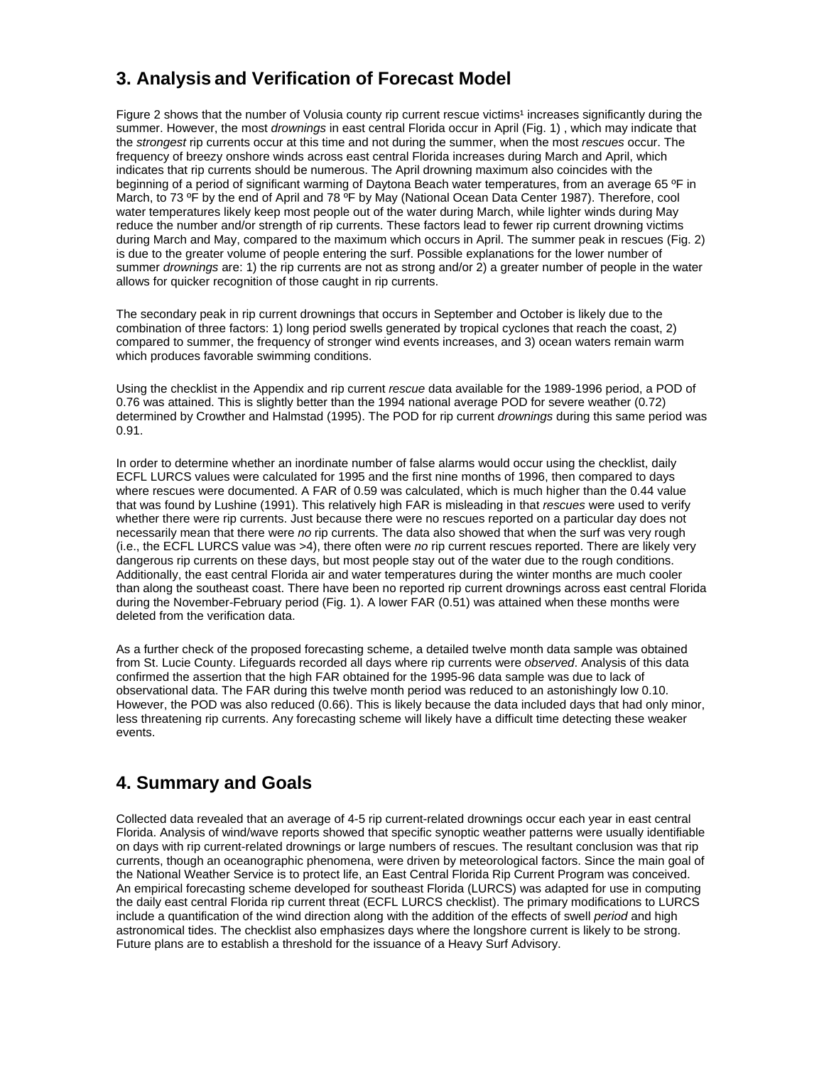## 3. Analysis and Verification of Forecast Model

Figure 2 shows that the number of Volusia county rip current rescue victims[1] increases significantly during the summer. However, the most *drownings* in east central Florida occur in April (Fig. 1) , which may indicate that the *strongest* rip currents occur at this time and not during the summer, when the most *rescues* occur. The frequency of breezy onshore winds across east central Florida increases during March and April, which indicates that rip currents should be numerous. The April drowning maximum also coincides with the beginning of a period of significant warming of Daytona Beach water temperatures, from an average 65 ºF in March, to 73 ºF by the end of April and 78 ºF by May (National Ocean Data Center 1987). Therefore, cool water temperatures likely keep most people out of the water during March, while lighter winds during May reduce the number and/or strength of rip currents. These factors lead to fewer rip current drowning victims during March and May, compared to the maximum which occurs in April. The summer peak in rescues (Fig. 2) is due to the greater volume of people entering the surf. Possible explanations for the lower number of summer *drownings* are: 1) the rip currents are not as strong and/or 2) a greater number of people in the water allows for quicker recognition of those caught in rip currents.

The secondary peak in rip current drownings that occurs in September and October is likely due to the combination of three factors: 1) long period swells generated by tropical cyclones that reach the coast, 2) compared to summer, the frequency of stronger wind events increases, and 3) ocean waters remain warm which produces favorable swimming conditions.

Using the checklist in the Appendix and rip current *rescue* data available for the 1989-1996 period, a POD of 0.76 was attained. This is slightly better than the 1994 national average POD for severe weather (0.72) determined by Crowther and Halmstad (1995). The POD for rip current *drownings* during this same period was 0.91.

In order to determine whether an inordinate number of false alarms would occur using the checklist, daily ECFL LURCS values were calculated for 1995 and the first nine months of 1996, then compared to days where rescues were documented. A FAR of 0.59 was calculated, which is much higher than the 0.44 value that was found by Lushine (1991). This relatively high FAR is misleading in that *rescues* were used to verify whether there were rip currents. Just because there were no rescues reported on a particular day does not necessarily mean that there were *no* rip currents. The data also showed that when the surf was very rough (i.e., the ECFL LURCS value was >4), there often were *no* rip current rescues reported. There are likely very dangerous rip currents on these days, but most people stay out of the water due to the rough conditions. Additionally, the east central Florida air and water temperatures during the winter months are much cooler than along the southeast coast. There have been no reported rip current drownings across east central Florida during the November-February period (Fig. 1). A lower FAR (0.51) was attained when these months were deleted from the verification data.

As a further check of the proposed forecasting scheme, a detailed twelve month data sample was obtained from St. Lucie County. Lifeguards recorded all days where rip currents were *observed*. Analysis of this data confirmed the assertion that the high FAR obtained for the 1995-96 data sample was due to lack of observational data. The FAR during this twelve month period was reduced to an astonishingly low 0.10. However, the POD was also reduced (0.66). This is likely because the data included days that had only minor, less threatening rip currents. Any forecasting scheme will likely have a difficult time detecting these weaker events.

## 4. Summary and Goals

Collected data revealed that an average of 4-5 rip current-related drownings occur each year in east central Florida. Analysis of wind/wave reports showed that specific synoptic weather patterns were usually identifiable on days with rip current-related drownings or large numbers of rescues. The resultant conclusion was that rip currents, though an oceanographic phenomena, were driven by meteorological factors. Since the main goal of the National Weather Service is to protect life, an East Central Florida Rip Current Program was conceived. An empirical forecasting scheme developed for southeast Florida (LURCS) was adapted for use in computing the daily east central Florida rip current threat (ECFL LURCS checklist). The primary modifications to LURCS include a quantification of the wind direction along with the addition of the effects of swell *period* and high astronomical tides. The checklist also emphasizes days where the longshore current is likely to be strong. Future plans are to establish a threshold for the issuance of a Heavy Surf Advisory.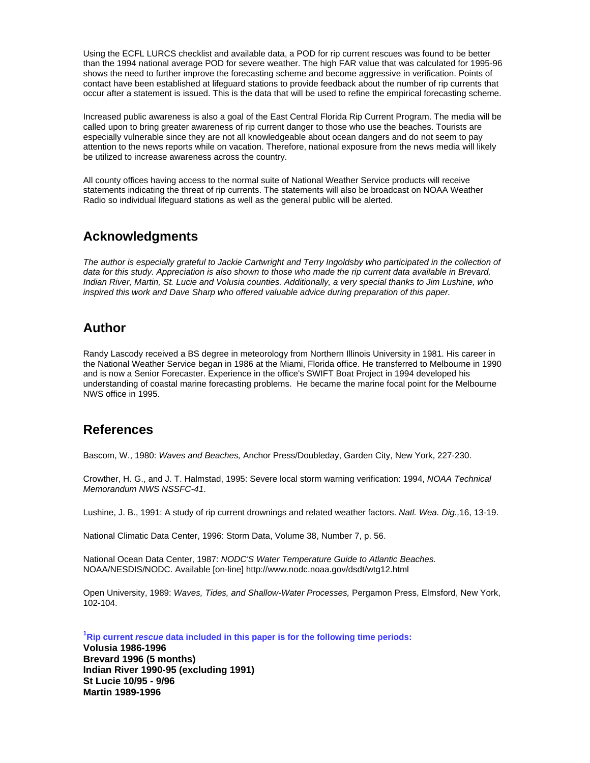Using the ECFL LURCS checklist and available data, a POD for rip current rescues was found to be better than the 1994 national average POD for severe weather. The high FAR value that was calculated for 1995-96 shows the need to further improve the forecasting scheme and become aggressive in verification. Points of contact have been established at lifeguard stations to provide feedback about the number of rip currents that occur after a statement is issued. This is the data that will be used to refine the empirical forecasting scheme.

Increased public awareness is also a goal of the East Central Florida Rip Current Program. The media will be called upon to bring greater awareness of rip current danger to those who use the beaches. Tourists are especially vulnerable since they are not all knowledgeable about ocean dangers and do not seem to pay attention to the news reports while on vacation. Therefore, national exposure from the news media will likely be utilized to increase awareness across the country.

All county offices having access to the normal suite of National Weather Service products will receive statements indicating the threat of rip currents. The statements will also be broadcast on NOAA Weather Radio so individual lifeguard stations as well as the general public will be alerted.

## Acknowledgments

*The author is especially grateful to Jackie Cartwright and Terry Ingoldsby who participated in the collection of data for this study. Appreciation is also shown to those who made the rip current data available in Brevard, Indian River, Martin, St. Lucie and Volusia counties. Additionally, a very special thanks to Jim Lushine, who inspired this work and Dave Sharp who offered valuable advice during preparation of this paper.*

## Author

Randy Lascody received a BS degree in meteorology from Northern Illinois University in 1981. His career in the National Weather Service began in 1986 at the Miami, Florida office. He transferred to Melbourne in 1990 and is now a Senior Forecaster. Experience in the office's SWIFT Boat Project in 1994 developed his understanding of coastal marine forecasting problems. He became the marine focal point for the Melbourne NWS office in 1995.

## References

Bascom, W., 1980: *Waves and Beaches,* Anchor Press/Doubleday, Garden City, New York, 227-230.

Crowther, H. G., and J. T. Halmstad, 1995: Severe local storm warning verification: 1994, *NOAA Technical Memorandum NWS NSSFC-41*.

Lushine, J. B., 1991: A study of rip current drownings and related weather factors. *Natl. Wea. Dig.,*16, 13-19.

National Climatic Data Center, 1996: Storm Data, Volume 38, Number 7, p. 56.

National Ocean Data Center, 1987: *NODC'S Water Temperature Guide to Atlantic Beaches.* NOAA/NESDIS/NODC. Available [on-line] http://www.nodc.noaa.gov/dsdt/wtg12.html

Open University, 1989: *Waves, Tides, and Shallow-Water Processes,* Pergamon Press, Elmsford, New York, 102-104.

**[1]Rip current *rescue* data included in this paper is for the following time periods:**
**Volusia 1986-1996**
**Brevard 1996 (5 months)**
**Indian River 1990-95 (excluding 1991)**
**St Lucie 10/95 - 9/96**
**Martin 1989-1996**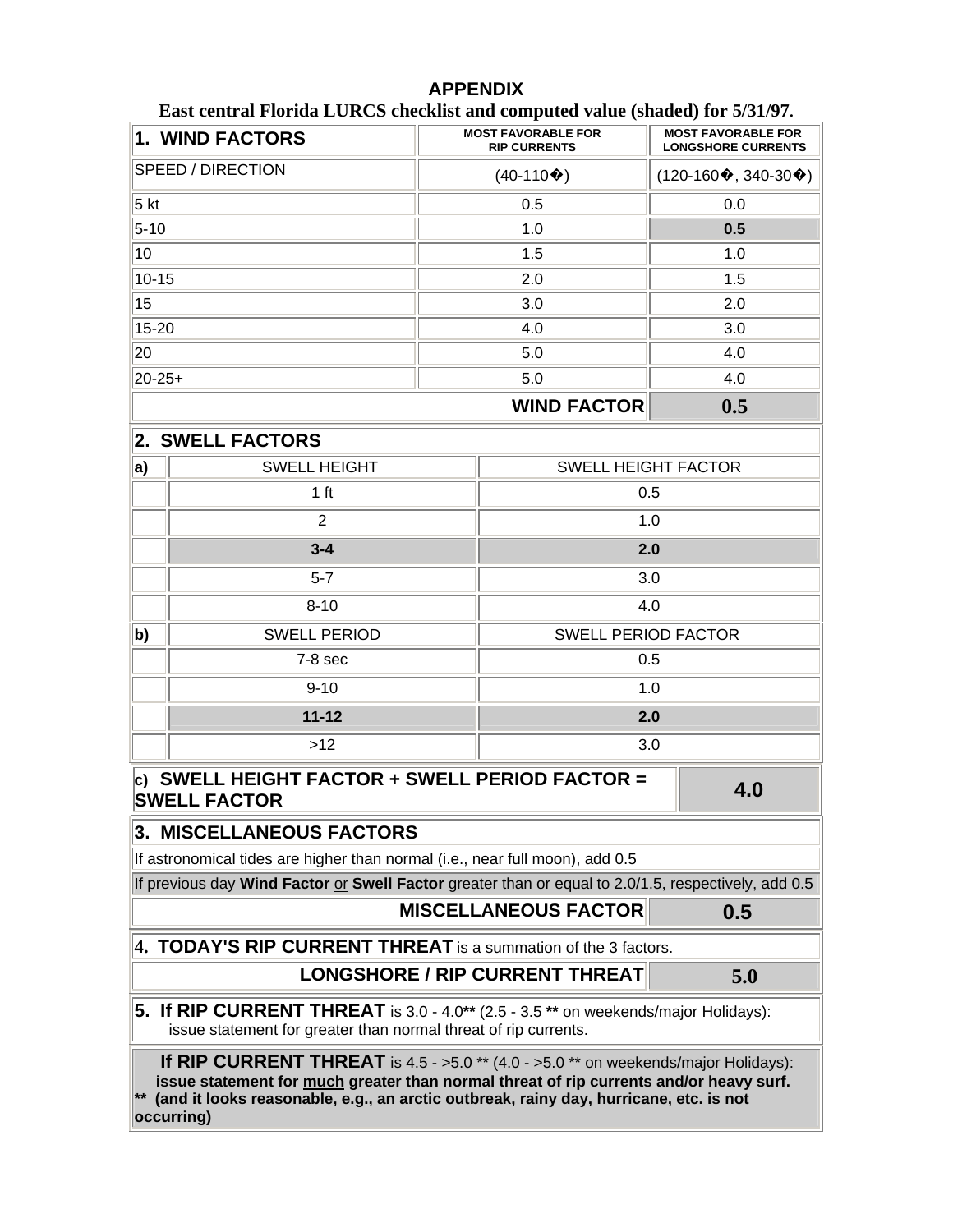## APPENDIX

**East central Florida LURCS checklist and computed value (shaded) for 5/31/97.**

| 1. WIND FACTORS | MOST FAVORABLE FOR RIP CURRENTS | MOST FAVORABLE FOR LONGSHORE CURRENTS |
|---|---|---|
| SPEED / DIRECTION | (40-110�) | (120-160�, 340-30�) |
| 5 kt | 0.5 | 0.0 |
| 5-10 | 1.0 | **0.5** |
| 10 | 1.5 | 1.0 |
| 10-15 | 2.0 | 1.5 |
| 15 | 3.0 | 2.0 |
| 15-20 | 4.0 | 3.0 |
| 20 | 5.0 | 4.0 |
| 20-25+ | 5.0 | 4.0 |
| | **WIND FACTOR** | **0.5** |

| 2. SWELL FACTORS | | |
|---|---|---|
| **a)** | SWELL HEIGHT | SWELL HEIGHT FACTOR |
| | 1 ft | 0.5 |
| | 2 | 1.0 |
| | **3-4** | **2.0** |
| | 5-7 | 3.0 |
| | 8-10 | 4.0 |
| **b)** | SWELL PERIOD | SWELL PERIOD FACTOR |
| | 7-8 sec | 0.5 |
| | 9-10 | 1.0 |
| | **11-12** | **2.0** |
| | >12 | 3.0 |
| c) | **SWELL HEIGHT FACTOR + SWELL PERIOD FACTOR = SWELL FACTOR** | **4.0** |

| 3. MISCELLANEOUS FACTORS | |
|---|---|
| If astronomical tides are higher than normal (i.e., near full moon), add 0.5 | |
| If previous day **Wind Factor** or **Swell Factor** greater than or equal to 2.0/1.5, respectively, add 0.5 | |
| **MISCELLANEOUS FACTOR** | **0.5** |

| 4. TODAY'S RIP CURRENT THREAT is a summation of the 3 factors. | |
|---|---|
| **LONGSHORE / RIP CURRENT THREAT** | **5.0** |

**5. If RIP CURRENT THREAT** is 3.0 - 4.0** (2.5 - 3.5 ** on weekends/major Holidays): issue statement for greater than normal threat of rip currents.

**If RIP CURRENT THREAT** is 4.5 - >5.0 ** (4.0 - >5.0 ** on weekends/major Holidays): **issue statement for much greater than normal threat of rip currents and/or heavy surf.**
**** (and it looks reasonable, e.g., an arctic outbreak, rainy day, hurricane, etc. is not occurring)**